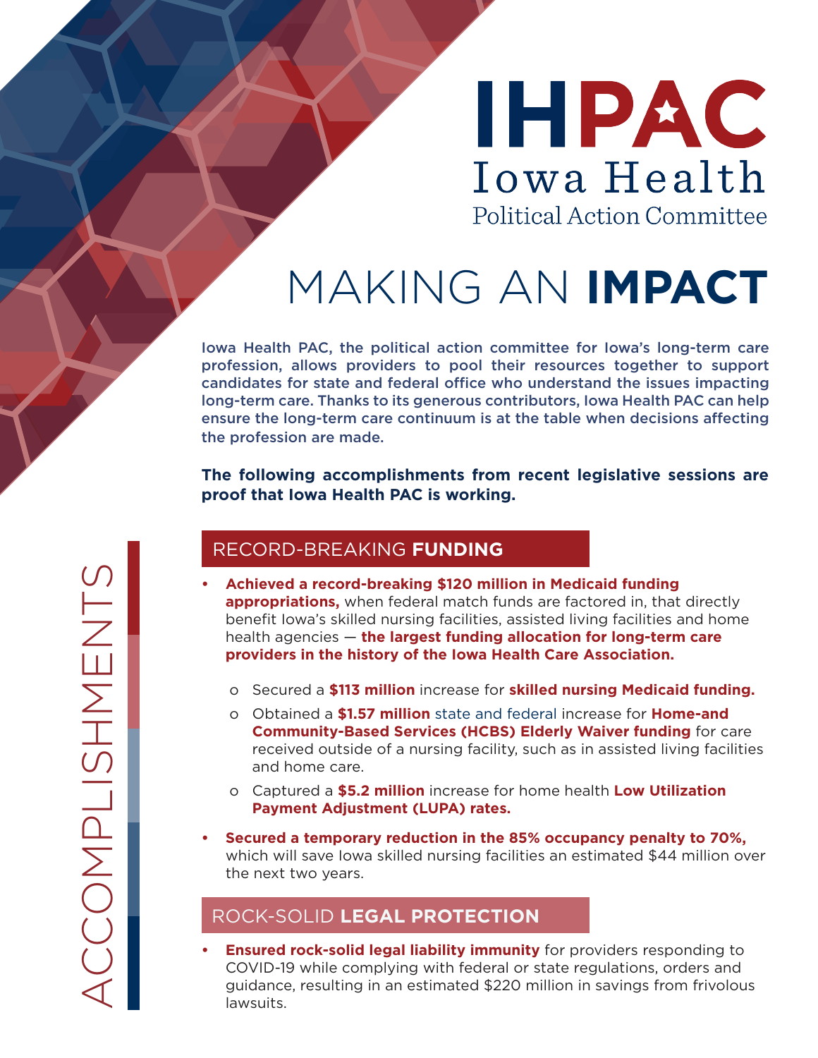# IHPAC

## Iowa Health

### Political Action Committee

# MAKING AN **IMPACT**

Iowa Health PAC, the political action committee for Iowa's long-term care profession, allows providers to pool their resources together to support candidates for state and federal office who understand the issues impacting long-term care. Thanks to its generous contributors, Iowa Health PAC can help ensure the long-term care continuum is at the table when decisions affecting the profession are made.

**The following accomplishments from recent legislative sessions are proof that Iowa Health PAC is working.**

ACCOMPLISHMENTS

## RECORD-BREAKING **FUNDING**

- **Achieved a record-breaking $120 million in Medicaid funding appropriations,** when federal match funds are factored in, that directly benefit Iowa's skilled nursing facilities, assisted living facilities and home health agencies — **the largest funding allocation for long-term care providers in the history of the Iowa Health Care Association.**
  - Secured a **$113 million** increase for **skilled nursing Medicaid funding.**
  - Obtained a **$1.57 million** state and federal increase for **Home-and Community-Based Services (HCBS) Elderly Waiver funding** for care received outside of a nursing facility, such as in assisted living facilities and home care.
  - Captured a **$5.2 million** increase for home health **Low Utilization Payment Adjustment (LUPA) rates.**
- **Secured a temporary reduction in the 85% occupancy penalty to 70%,** which will save Iowa skilled nursing facilities an estimated $44 million over the next two years.

## ROCK-SOLID **LEGAL PROTECTION**

- **Ensured rock-solid legal liability immunity** for providers responding to COVID-19 while complying with federal or state regulations, orders and guidance, resulting in an estimated $220 million in savings from frivolous lawsuits.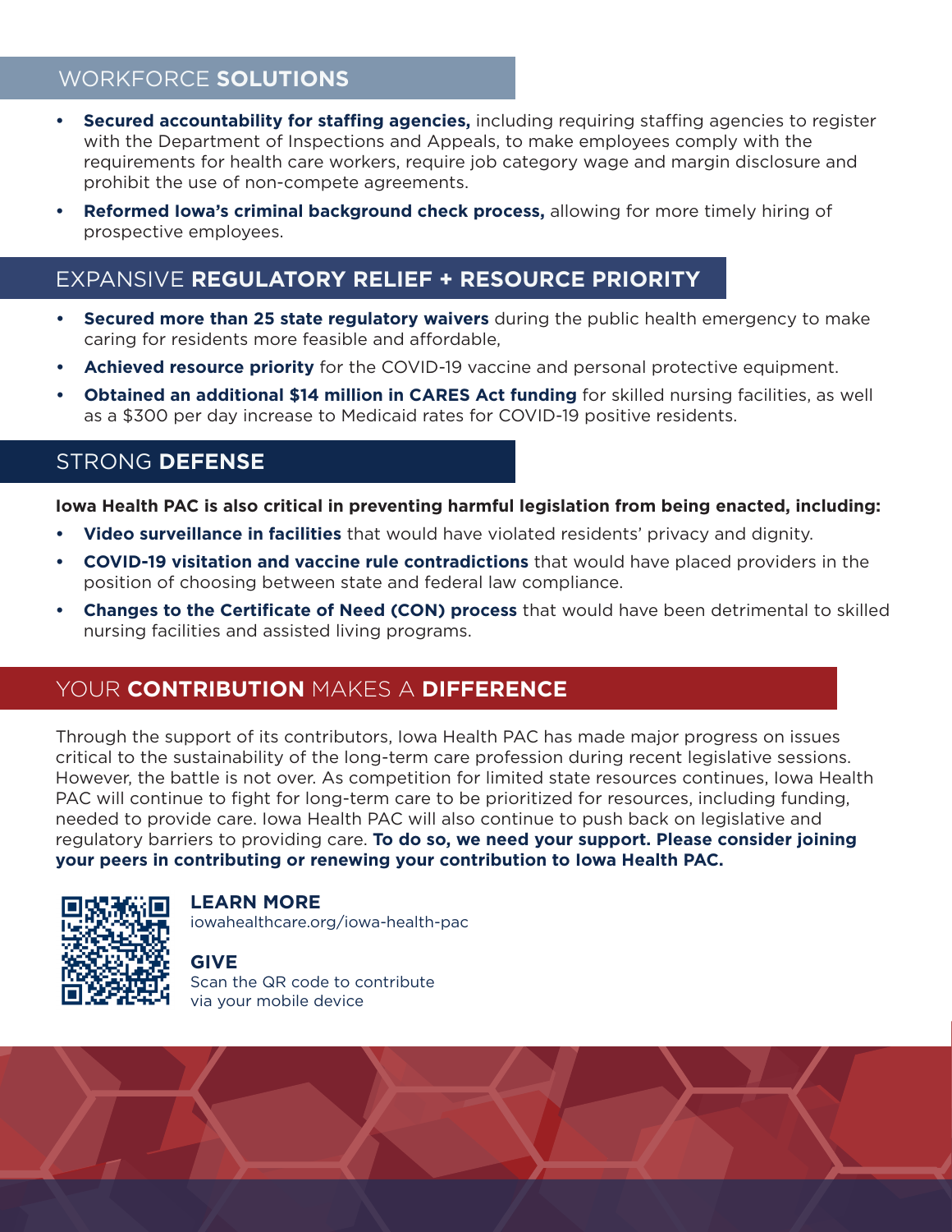## WORKFORCE **SOLUTIONS**

- **Secured accountability for staffing agencies,** including requiring staffing agencies to register with the Department of Inspections and Appeals, to make employees comply with the requirements for health care workers, require job category wage and margin disclosure and prohibit the use of non-compete agreements.
- **Reformed Iowa's criminal background check process,** allowing for more timely hiring of prospective employees.

## EXPANSIVE **REGULATORY RELIEF + RESOURCE PRIORITY**

- **Secured more than 25 state regulatory waivers** during the public health emergency to make caring for residents more feasible and affordable,
- **Achieved resource priority** for the COVID-19 vaccine and personal protective equipment.
- **Obtained an additional $14 million in CARES Act funding** for skilled nursing facilities, as well as a $300 per day increase to Medicaid rates for COVID-19 positive residents.

## STRONG **DEFENSE**

**Iowa Health PAC is also critical in preventing harmful legislation from being enacted, including:**

- **Video surveillance in facilities** that would have violated residents' privacy and dignity.
- **COVID-19 visitation and vaccine rule contradictions** that would have placed providers in the position of choosing between state and federal law compliance.
- **Changes to the Certificate of Need (CON) process** that would have been detrimental to skilled nursing facilities and assisted living programs.

## YOUR **CONTRIBUTION** MAKES A **DIFFERENCE**

Through the support of its contributors, Iowa Health PAC has made major progress on issues critical to the sustainability of the long-term care profession during recent legislative sessions. However, the battle is not over. As competition for limited state resources continues, Iowa Health PAC will continue to fight for long-term care to be prioritized for resources, including funding, needed to provide care. Iowa Health PAC will also continue to push back on legislative and regulatory barriers to providing care. **To do so, we need your support. Please consider joining your peers in contributing or renewing your contribution to Iowa Health PAC.**

**LEARN MORE**
iowahealthcare.org/iowa-health-pac

**GIVE**
Scan the QR code to contribute via your mobile device